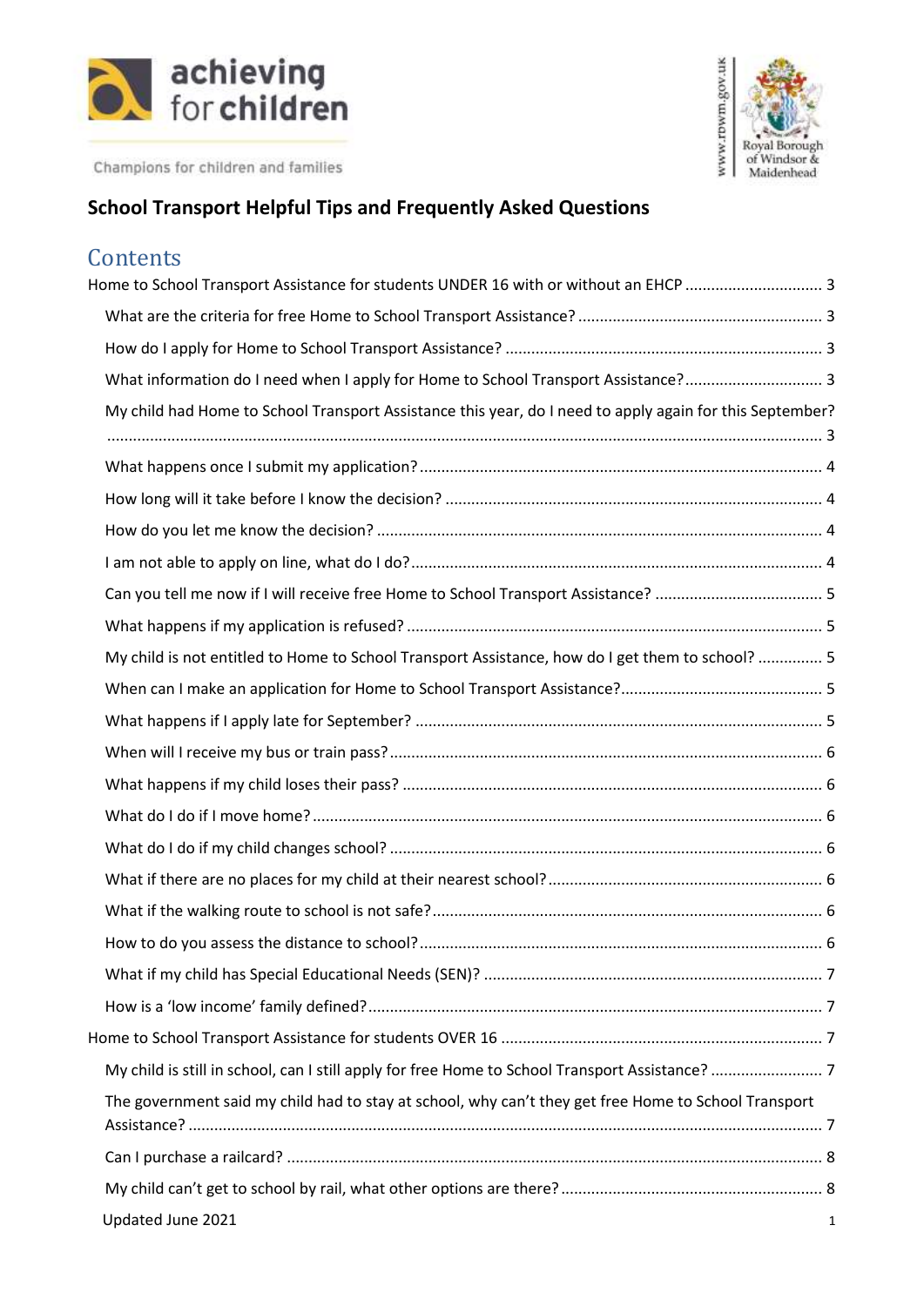achieving for children

Champions for children and families

www.rbwm.gov.uk Royal Borough of Windsor & Maidenhead

# School Transport Helpful Tips and Frequently Asked Questions

## Contents

Home to School Transport Assistance for students UNDER 16 with or without an EHCP ..... 3

- What are the criteria for free Home to School Transport Assistance? ..... 3
- How do I apply for Home to School Transport Assistance? ..... 3
- What information do I need when I apply for Home to School Transport Assistance? ..... 3
- My child had Home to School Transport Assistance this year, do I need to apply again for this September? ..... 3
- What happens once I submit my application? ..... 4
- How long will it take before I know the decision? ..... 4
- How do you let me know the decision? ..... 4
- I am not able to apply on line, what do I do? ..... 4
- Can you tell me now if I will receive free Home to School Transport Assistance? ..... 5
- What happens if my application is refused? ..... 5
- My child is not entitled to Home to School Transport Assistance, how do I get them to school? ..... 5
- When can I make an application for Home to School Transport Assistance? ..... 5
- What happens if I apply late for September? ..... 5
- When will I receive my bus or train pass? ..... 6
- What happens if my child loses their pass? ..... 6
- What do I do if I move home? ..... 6
- What do I do if my child changes school? ..... 6
- What if there are no places for my child at their nearest school? ..... 6
- What if the walking route to school is not safe? ..... 6
- How to do you assess the distance to school? ..... 6
- What if my child has Special Educational Needs (SEN)? ..... 7
- How is a 'low income' family defined? ..... 7

Home to School Transport Assistance for students OVER 16 ..... 7

- My child is still in school, can I still apply for free Home to School Transport Assistance? ..... 7
- The government said my child had to stay at school, why can't they get free Home to School Transport Assistance? ..... 7
- Can I purchase a railcard? ..... 8
- My child can't get to school by rail, what other options are there? ..... 8

Updated June 2021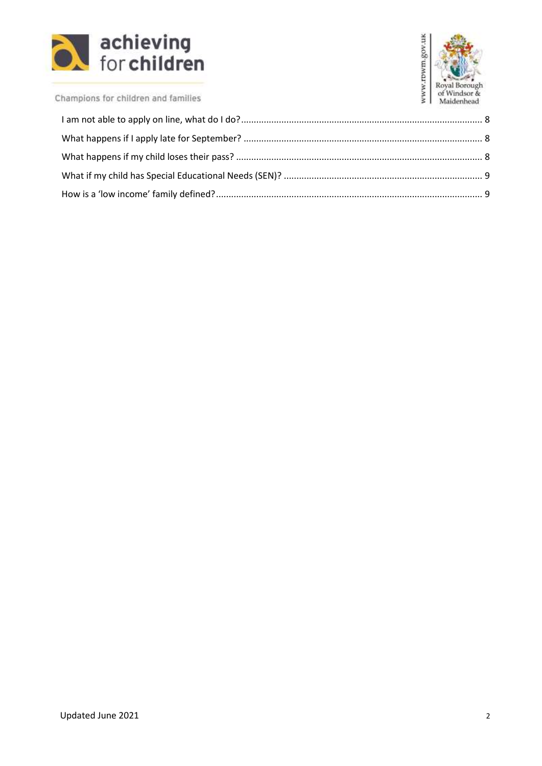I am not able to apply on line, what do I do? ........................................................................ 8

What happens if I apply late for September? ........................................................................ 8

What happens if my child loses their pass? ........................................................................ 8

What if my child has Special Educational Needs (SEN)? ........................................................................ 9

How is a 'low income' family defined? ........................................................................ 9

Updated June 2021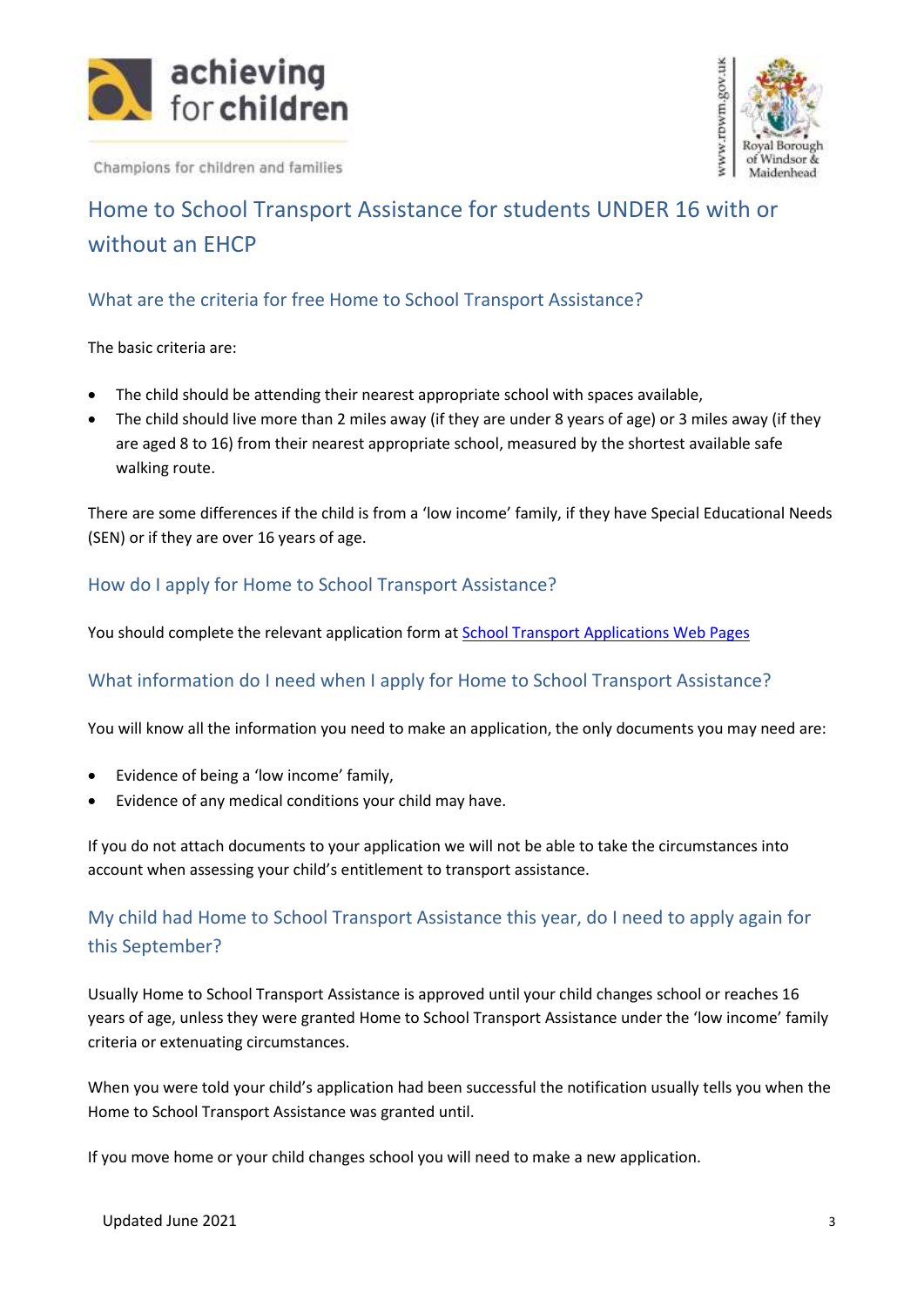# Home to School Transport Assistance for students UNDER 16 with or without an EHCP

## What are the criteria for free Home to School Transport Assistance?

The basic criteria are:

- The child should be attending their nearest appropriate school with spaces available,
- The child should live more than 2 miles away (if they are under 8 years of age) or 3 miles away (if they are aged 8 to 16) from their nearest appropriate school, measured by the shortest available safe walking route.

There are some differences if the child is from a 'low income' family, if they have Special Educational Needs (SEN) or if they are over 16 years of age.

## How do I apply for Home to School Transport Assistance?

You should complete the relevant application form at [School Transport Applications Web Pages]

## What information do I need when I apply for Home to School Transport Assistance?

You will know all the information you need to make an application, the only documents you may need are:

- Evidence of being a 'low income' family,
- Evidence of any medical conditions your child may have.

If you do not attach documents to your application we will not be able to take the circumstances into account when assessing your child's entitlement to transport assistance.

## My child had Home to School Transport Assistance this year, do I need to apply again for this September?

Usually Home to School Transport Assistance is approved until your child changes school or reaches 16 years of age, unless they were granted Home to School Transport Assistance under the 'low income' family criteria or extenuating circumstances.

When you were told your child's application had been successful the notification usually tells you when the Home to School Transport Assistance was granted until.

If you move home or your child changes school you will need to make a new application.

Updated June 2021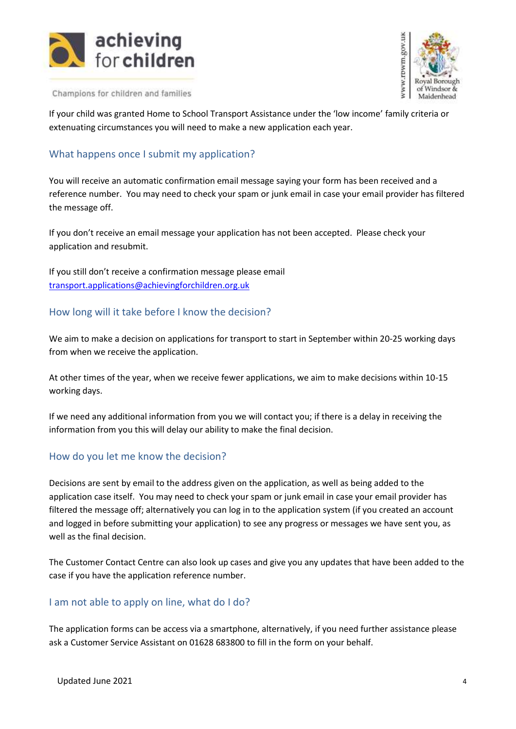If your child was granted Home to School Transport Assistance under the 'low income' family criteria or extenuating circumstances you will need to make a new application each year.

## What happens once I submit my application?

You will receive an automatic confirmation email message saying your form has been received and a reference number. You may need to check your spam or junk email in case your email provider has filtered the message off.

If you don't receive an email message your application has not been accepted. Please check your application and resubmit.

If you still don't receive a confirmation message please email transport.applications@achievingforchildren.org.uk

## How long will it take before I know the decision?

We aim to make a decision on applications for transport to start in September within 20-25 working days from when we receive the application.

At other times of the year, when we receive fewer applications, we aim to make decisions within 10-15 working days.

If we need any additional information from you we will contact you; if there is a delay in receiving the information from you this will delay our ability to make the final decision.

## How do you let me know the decision?

Decisions are sent by email to the address given on the application, as well as being added to the application case itself. You may need to check your spam or junk email in case your email provider has filtered the message off; alternatively you can log in to the application system (if you created an account and logged in before submitting your application) to see any progress or messages we have sent you, as well as the final decision.

The Customer Contact Centre can also look up cases and give you any updates that have been added to the case if you have the application reference number.

## I am not able to apply on line, what do I do?

The application forms can be access via a smartphone, alternatively, if you need further assistance please ask a Customer Service Assistant on 01628 683800 to fill in the form on your behalf.

Updated June 2021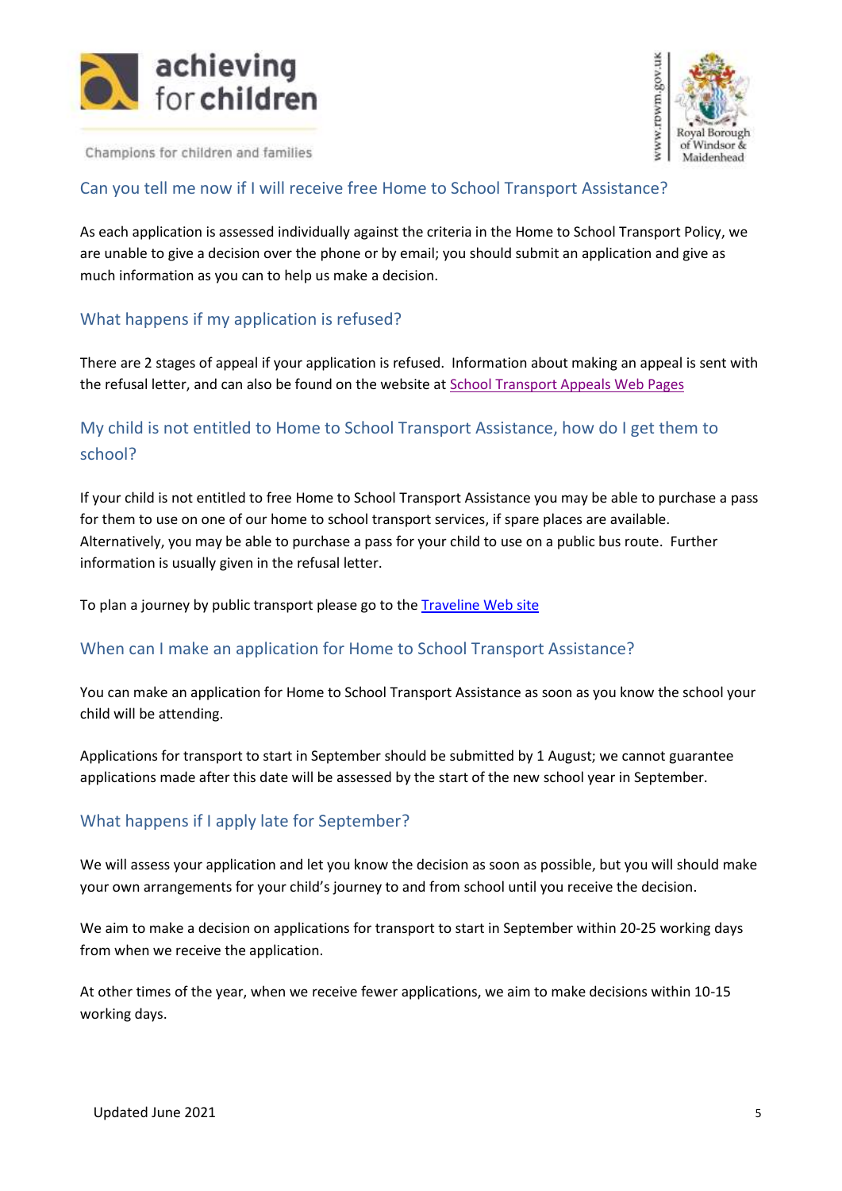## Can you tell me now if I will receive free Home to School Transport Assistance?

As each application is assessed individually against the criteria in the Home to School Transport Policy, we are unable to give a decision over the phone or by email; you should submit an application and give as much information as you can to help us make a decision.

## What happens if my application is refused?

There are 2 stages of appeal if your application is refused. Information about making an appeal is sent with the refusal letter, and can also be found on the website at School Transport Appeals Web Pages

## My child is not entitled to Home to School Transport Assistance, how do I get them to school?

If your child is not entitled to free Home to School Transport Assistance you may be able to purchase a pass for them to use on one of our home to school transport services, if spare places are available. Alternatively, you may be able to purchase a pass for your child to use on a public bus route. Further information is usually given in the refusal letter.

To plan a journey by public transport please go to the Traveline Web site

## When can I make an application for Home to School Transport Assistance?

You can make an application for Home to School Transport Assistance as soon as you know the school your child will be attending.

Applications for transport to start in September should be submitted by 1 August; we cannot guarantee applications made after this date will be assessed by the start of the new school year in September.

## What happens if I apply late for September?

We will assess your application and let you know the decision as soon as possible, but you will should make your own arrangements for your child's journey to and from school until you receive the decision.

We aim to make a decision on applications for transport to start in September within 20-25 working days from when we receive the application.

At other times of the year, when we receive fewer applications, we aim to make decisions within 10-15 working days.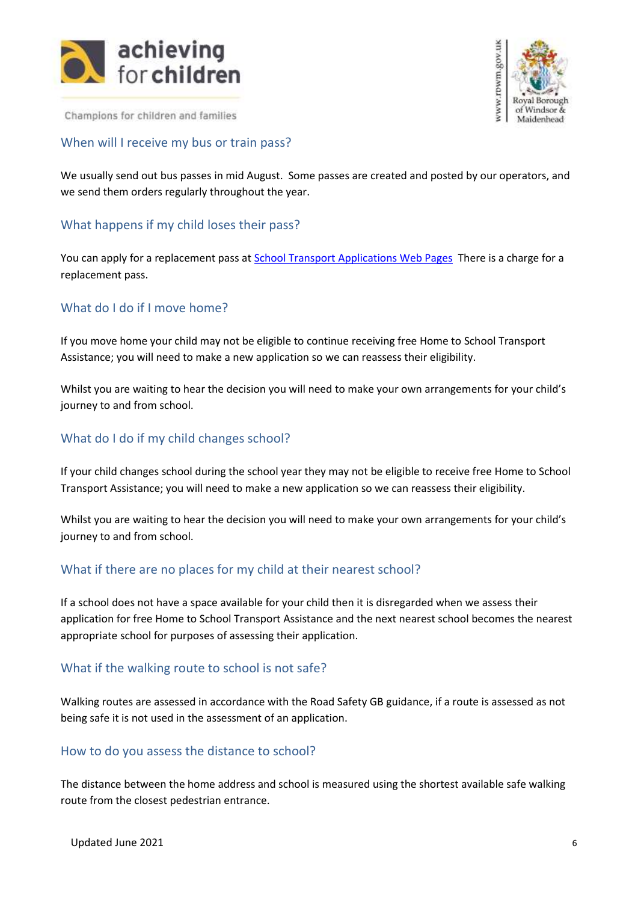## When will I receive my bus or train pass?

We usually send out bus passes in mid August. Some passes are created and posted by our operators, and we send them orders regularly throughout the year.

## What happens if my child loses their pass?

You can apply for a replacement pass at [School Transport Applications Web Pages](#) There is a charge for a replacement pass.

## What do I do if I move home?

If you move home your child may not be eligible to continue receiving free Home to School Transport Assistance; you will need to make a new application so we can reassess their eligibility.

Whilst you are waiting to hear the decision you will need to make your own arrangements for your child's journey to and from school.

## What do I do if my child changes school?

If your child changes school during the school year they may not be eligible to receive free Home to School Transport Assistance; you will need to make a new application so we can reassess their eligibility.

Whilst you are waiting to hear the decision you will need to make your own arrangements for your child's journey to and from school.

## What if there are no places for my child at their nearest school?

If a school does not have a space available for your child then it is disregarded when we assess their application for free Home to School Transport Assistance and the next nearest school becomes the nearest appropriate school for purposes of assessing their application.

## What if the walking route to school is not safe?

Walking routes are assessed in accordance with the Road Safety GB guidance, if a route is assessed as not being safe it is not used in the assessment of an application.

## How to do you assess the distance to school?

The distance between the home address and school is measured using the shortest available safe walking route from the closest pedestrian entrance.

Updated June 2021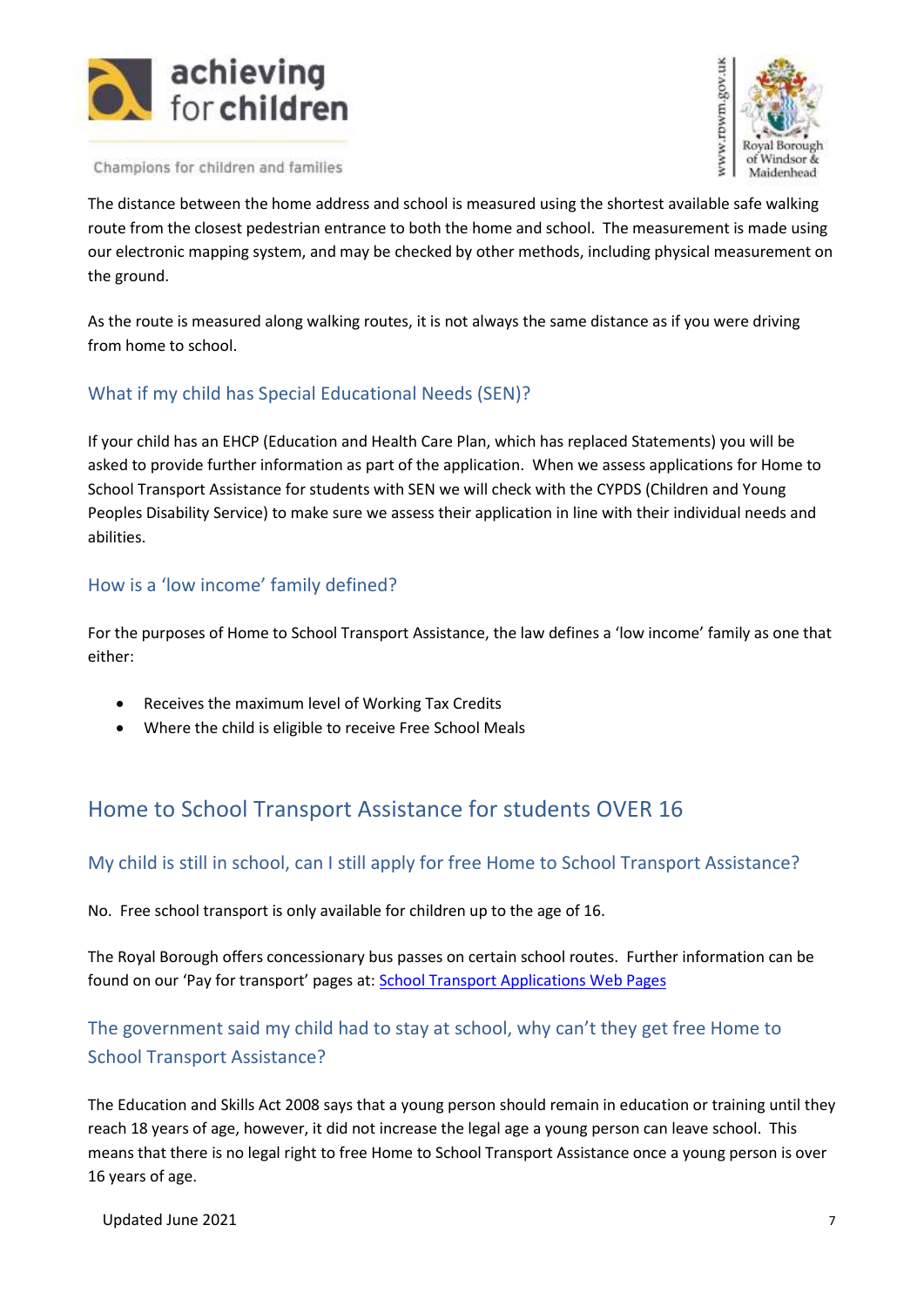The distance between the home address and school is measured using the shortest available safe walking route from the closest pedestrian entrance to both the home and school. The measurement is made using our electronic mapping system, and may be checked by other methods, including physical measurement on the ground.

As the route is measured along walking routes, it is not always the same distance as if you were driving from home to school.

### What if my child has Special Educational Needs (SEN)?

If your child has an EHCP (Education and Health Care Plan, which has replaced Statements) you will be asked to provide further information as part of the application. When we assess applications for Home to School Transport Assistance for students with SEN we will check with the CYPDS (Children and Young Peoples Disability Service) to make sure we assess their application in line with their individual needs and abilities.

### How is a 'low income' family defined?

For the purposes of Home to School Transport Assistance, the law defines a 'low income' family as one that either:

- Receives the maximum level of Working Tax Credits
- Where the child is eligible to receive Free School Meals

## Home to School Transport Assistance for students OVER 16

### My child is still in school, can I still apply for free Home to School Transport Assistance?

No. Free school transport is only available for children up to the age of 16.

The Royal Borough offers concessionary bus passes on certain school routes. Further information can be found on our 'Pay for transport' pages at: [School Transport Applications Web Pages]

### The government said my child had to stay at school, why can't they get free Home to School Transport Assistance?

The Education and Skills Act 2008 says that a young person should remain in education or training until they reach 18 years of age, however, it did not increase the legal age a young person can leave school. This means that there is no legal right to free Home to School Transport Assistance once a young person is over 16 years of age.

Updated June 2021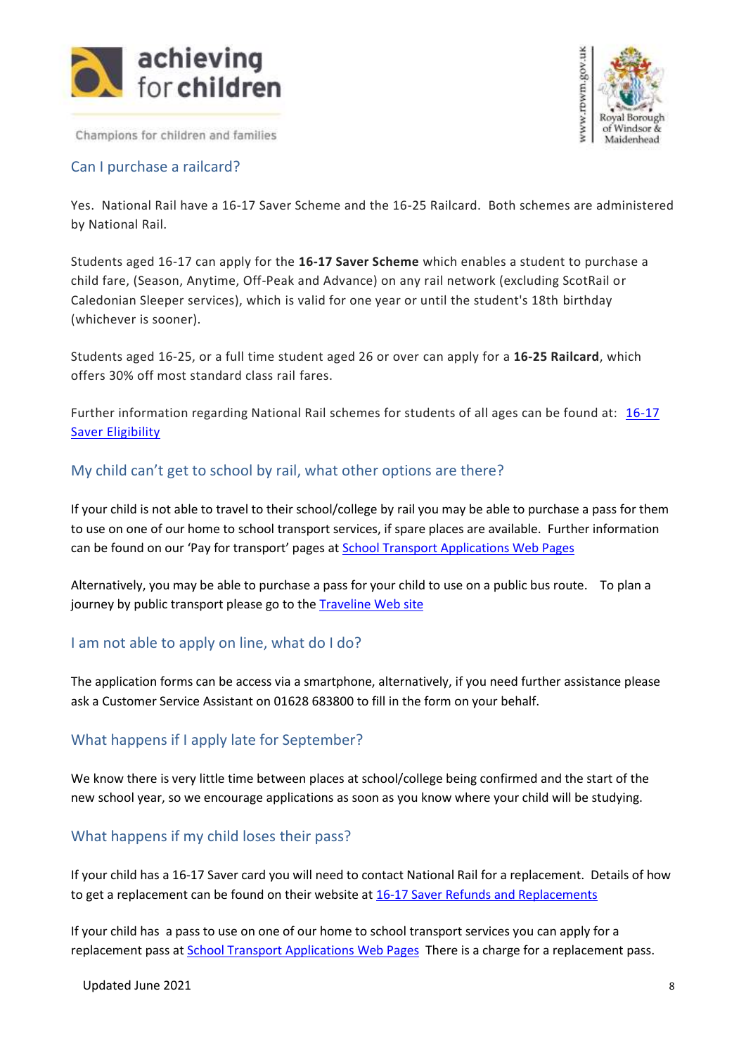## Can I purchase a railcard?

Yes. National Rail have a 16-17 Saver Scheme and the 16-25 Railcard. Both schemes are administered by National Rail.

Students aged 16-17 can apply for the **16-17 Saver Scheme** which enables a student to purchase a child fare, (Season, Anytime, Off-Peak and Advance) on any rail network (excluding ScotRail or Caledonian Sleeper services), which is valid for one year or until the student's 18th birthday (whichever is sooner).

Students aged 16-25, or a full time student aged 26 or over can apply for a **16-25 Railcard**, which offers 30% off most standard class rail fares.

Further information regarding National Rail schemes for students of all ages can be found at: 16-17 Saver Eligibility

## My child can't get to school by rail, what other options are there?

If your child is not able to travel to their school/college by rail you may be able to purchase a pass for them to use on one of our home to school transport services, if spare places are available. Further information can be found on our 'Pay for transport' pages at School Transport Applications Web Pages

Alternatively, you may be able to purchase a pass for your child to use on a public bus route. To plan a journey by public transport please go to the Traveline Web site

## I am not able to apply on line, what do I do?

The application forms can be access via a smartphone, alternatively, if you need further assistance please ask a Customer Service Assistant on 01628 683800 to fill in the form on your behalf.

## What happens if I apply late for September?

We know there is very little time between places at school/college being confirmed and the start of the new school year, so we encourage applications as soon as you know where your child will be studying.

## What happens if my child loses their pass?

If your child has a 16-17 Saver card you will need to contact National Rail for a replacement. Details of how to get a replacement can be found on their website at 16-17 Saver Refunds and Replacements

If your child has a pass to use on one of our home to school transport services you can apply for a replacement pass at School Transport Applications Web Pages There is a charge for a replacement pass.

Updated June 2021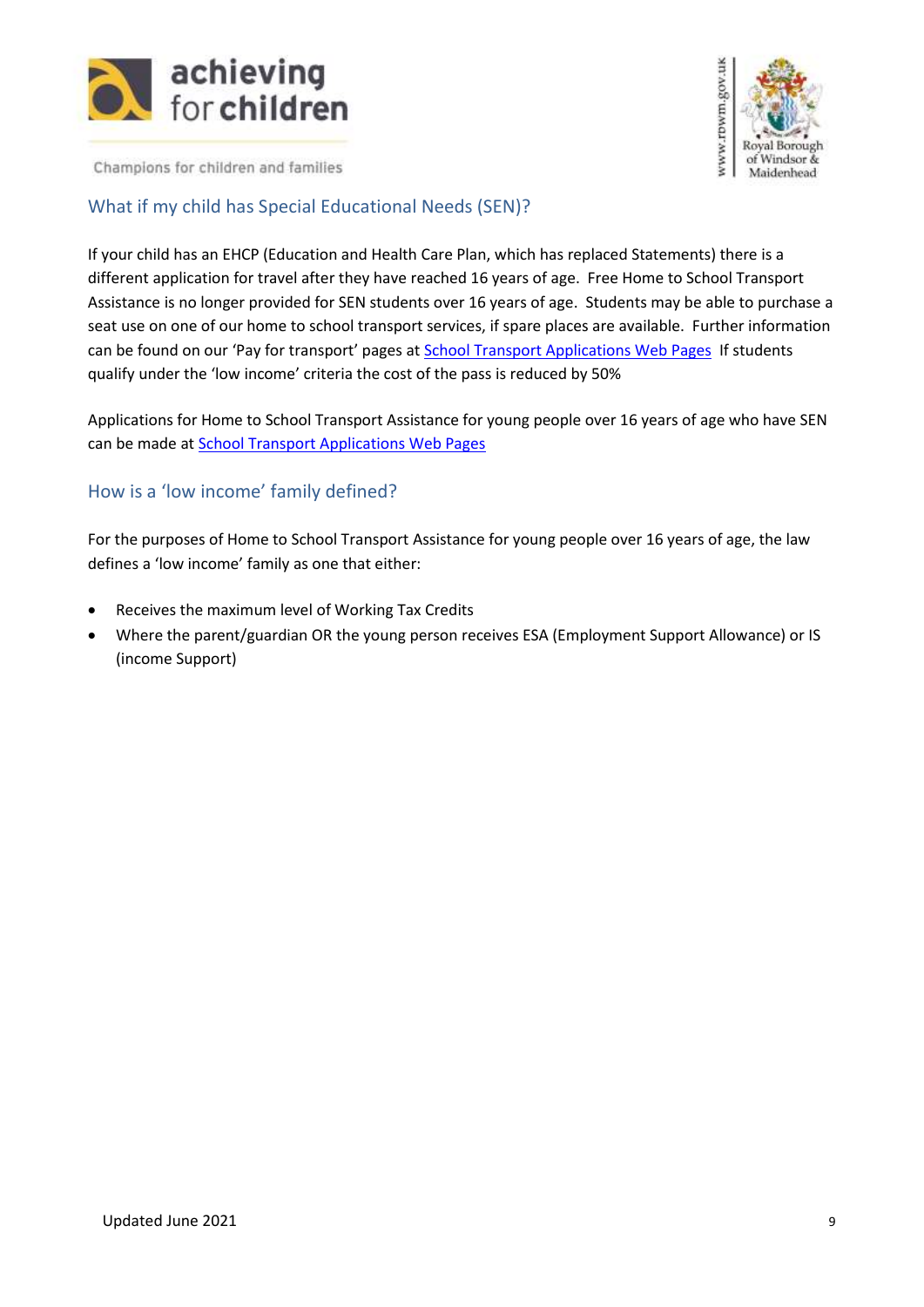## What if my child has Special Educational Needs (SEN)?

If your child has an EHCP (Education and Health Care Plan, which has replaced Statements) there is a different application for travel after they have reached 16 years of age. Free Home to School Transport Assistance is no longer provided for SEN students over 16 years of age. Students may be able to purchase a seat use on one of our home to school transport services, if spare places are available. Further information can be found on our 'Pay for transport' pages at School Transport Applications Web Pages If students qualify under the 'low income' criteria the cost of the pass is reduced by 50%

Applications for Home to School Transport Assistance for young people over 16 years of age who have SEN can be made at School Transport Applications Web Pages

## How is a 'low income' family defined?

For the purposes of Home to School Transport Assistance for young people over 16 years of age, the law defines a 'low income' family as one that either:

- Receives the maximum level of Working Tax Credits
- Where the parent/guardian OR the young person receives ESA (Employment Support Allowance) or IS (income Support)

Updated June 2021